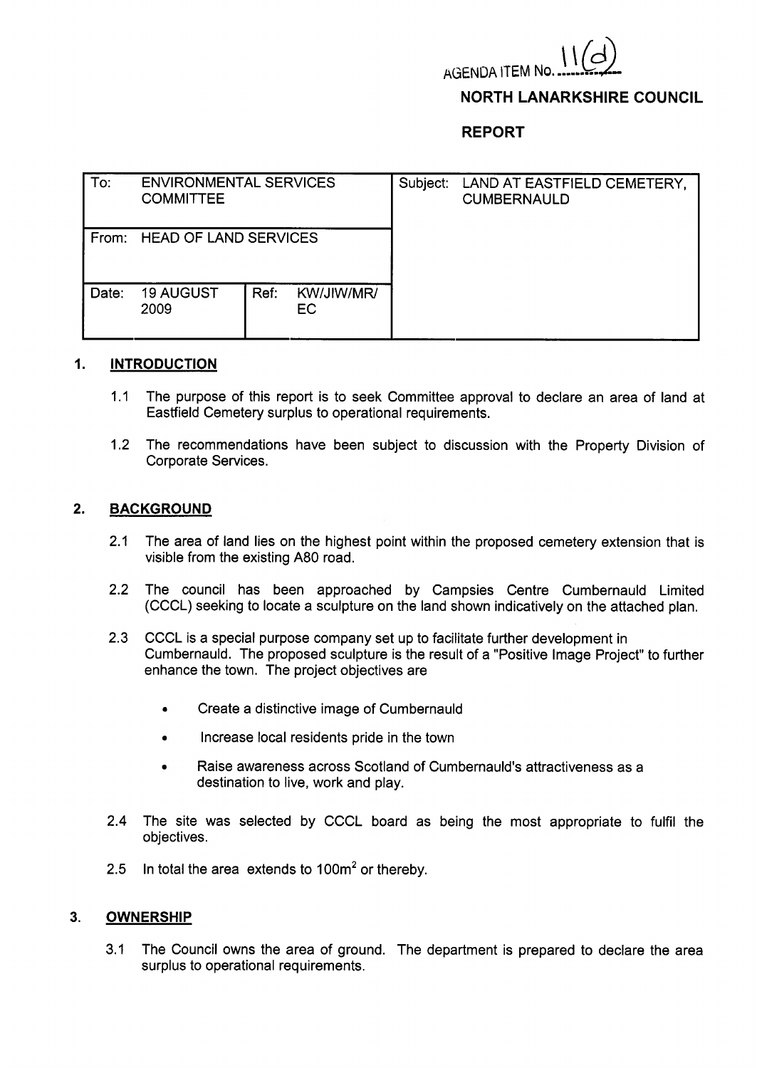AGENDA ITEM No. 11(d)

**NORTH LANARKSHIRE COUNCIL**

**REPORT**

| To: | ENVIRONMENTAL SERVICES COMMITTEE | | | Subject: LAND AT EASTFIELD CEMETERY, CUMBERNAULD |
|---|---|---|---|---|
| From: | HEAD OF LAND SERVICES | | | |
| Date: | 19 AUGUST 2009 | Ref: | KW/JIW/MR/EC | |

## 1. INTRODUCTION

1.1 The purpose of this report is to seek Committee approval to declare an area of land at Eastfield Cemetery surplus to operational requirements.

1.2 The recommendations have been subject to discussion with the Property Division of Corporate Services.

## 2. BACKGROUND

2.1 The area of land lies on the highest point within the proposed cemetery extension that is visible from the existing A80 road.

2.2 The council has been approached by Campsies Centre Cumbernauld Limited (CCCL) seeking to locate a sculpture on the land shown indicatively on the attached plan.

2.3 CCCL is a special purpose company set up to facilitate further development in Cumbernauld. The proposed sculpture is the result of a "Positive Image Project" to further enhance the town. The project objectives are

- Create a distinctive image of Cumbernauld
- Increase local residents pride in the town
- Raise awareness across Scotland of Cumbernauld's attractiveness as a destination to live, work and play.

2.4 The site was selected by CCCL board as being the most appropriate to fulfil the objectives.

2.5 In total the area extends to $100m^2$ or thereby.

## 3. OWNERSHIP

3.1 The Council owns the area of ground. The department is prepared to declare the area surplus to operational requirements.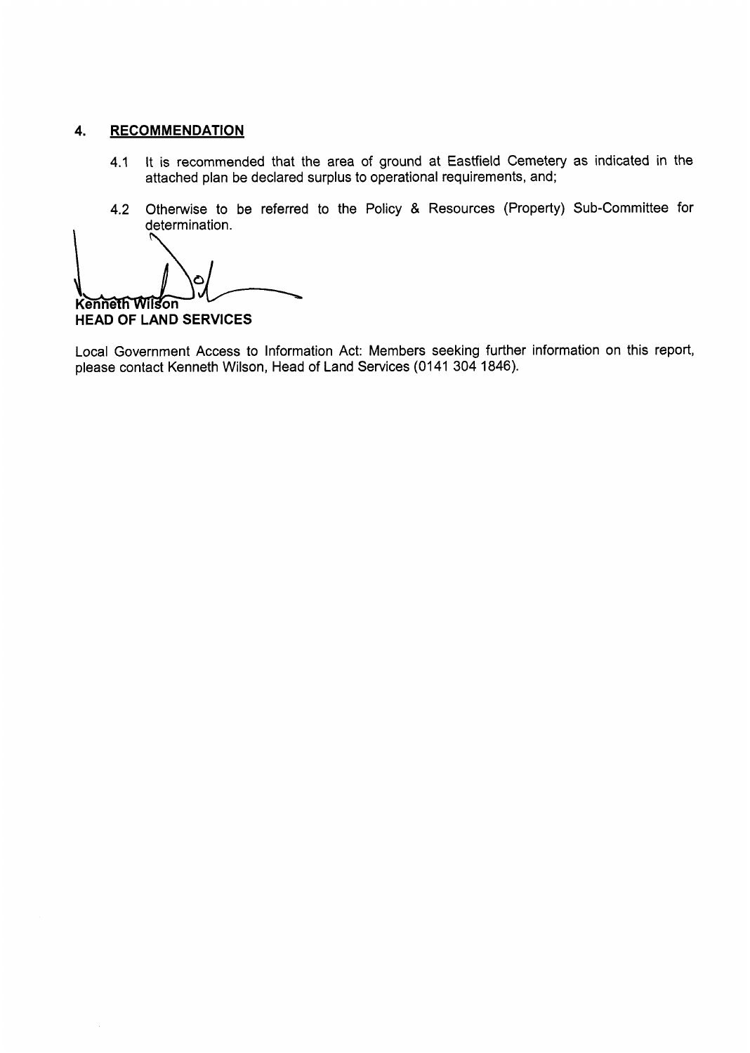## 4. RECOMMENDATION

4.1 It is recommended that the area of ground at Eastfield Cemetery as indicated in the attached plan be declared surplus to operational requirements, and;

4.2 Otherwise to be referred to the Policy & Resources (Property) Sub-Committee for determination.

Kenneth Wilson
**HEAD OF LAND SERVICES**

Local Government Access to Information Act: Members seeking further information on this report, please contact Kenneth Wilson, Head of Land Services (0141 304 1846).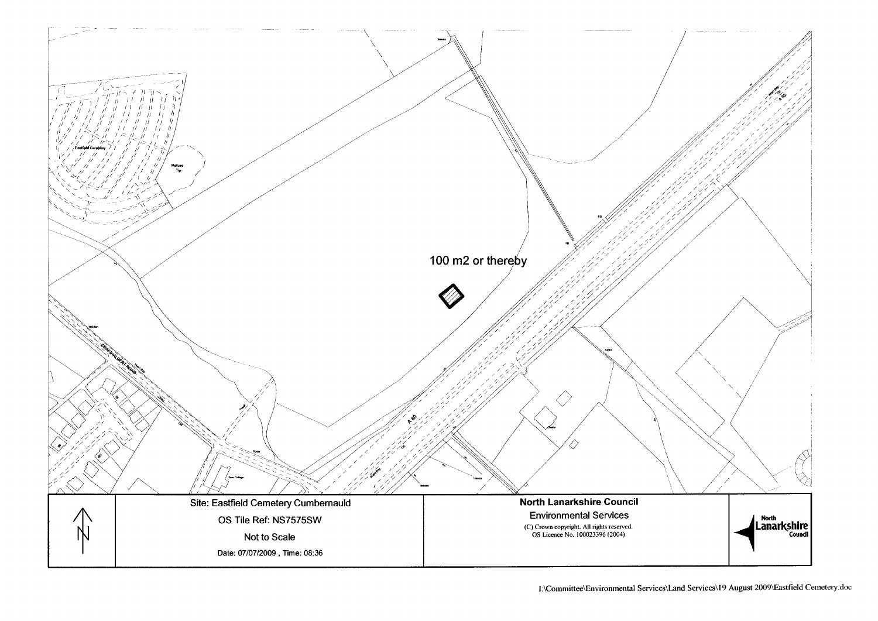100 m2 or thereby

Site: Eastfield Cemetery Cumbernauld

OS Tile Ref: NS7575SW

Not to Scale

Date: 07/07/2009 , Time: 08:36

**North Lanarkshire Council**

Environmental Services

(C) Crown copyright. All rights reserved.
OS Licence No. 100023396 (2004)

I:\Committee\Environmental Services\Land Services\19 August 2009\Eastfield Cemetery.doc